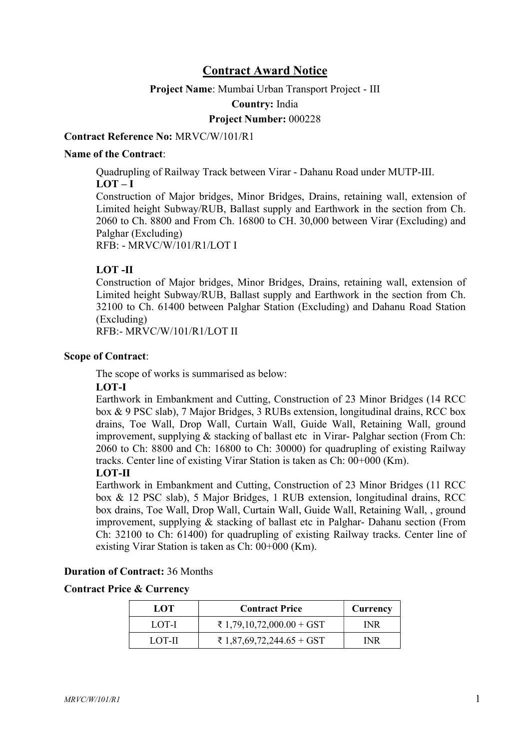# Contract Award Notice

**Project Name**: Mumbai Urban Transport Project - III

**Country:** India

**Project Number:** 000228

**Contract Reference No:** MRVC/W/101/R1

**Name of the Contract**:

Quadrupling of Railway Track between Virar - Dahanu Road under MUTP-III.

**LOT – I**

Construction of Major bridges, Minor Bridges, Drains, retaining wall, extension of Limited height Subway/RUB, Ballast supply and Earthwork in the section from Ch. 2060 to Ch. 8800 and From Ch. 16800 to CH. 30,000 between Virar (Excluding) and Palghar (Excluding)

RFB: - MRVC/W/101/R1/LOT I

**LOT -II**

Construction of Major bridges, Minor Bridges, Drains, retaining wall, extension of Limited height Subway/RUB, Ballast supply and Earthwork in the section from Ch. 32100 to Ch. 61400 between Palghar Station (Excluding) and Dahanu Road Station (Excluding)

RFB:- MRVC/W/101/R1/LOT II

**Scope of Contract**:

The scope of works is summarised as below:

**LOT-I**

Earthwork in Embankment and Cutting, Construction of 23 Minor Bridges (14 RCC box & 9 PSC slab), 7 Major Bridges, 3 RUBs extension, longitudinal drains, RCC box drains, Toe Wall, Drop Wall, Curtain Wall, Guide Wall, Retaining Wall, ground improvement, supplying & stacking of ballast etc in Virar- Palghar section (From Ch: 2060 to Ch: 8800 and Ch: 16800 to Ch: 30000) for quadrupling of existing Railway tracks. Center line of existing Virar Station is taken as Ch: 00+000 (Km).

**LOT-II**

Earthwork in Embankment and Cutting, Construction of 23 Minor Bridges (11 RCC box & 12 PSC slab), 5 Major Bridges, 1 RUB extension, longitudinal drains, RCC box drains, Toe Wall, Drop Wall, Curtain Wall, Guide Wall, Retaining Wall, , ground improvement, supplying & stacking of ballast etc in Palghar- Dahanu section (From Ch: 32100 to Ch: 61400) for quadrupling of existing Railway tracks. Center line of existing Virar Station is taken as Ch: 00+000 (Km).

**Duration of Contract:** 36 Months

**Contract Price & Currency**

| LOT | Contract Price | Currency |
|---|---|---|
| LOT-I | ₹ 1,79,10,72,000.00 + GST | INR |
| LOT-II | ₹ 1,87,69,72,244.65 + GST | INR |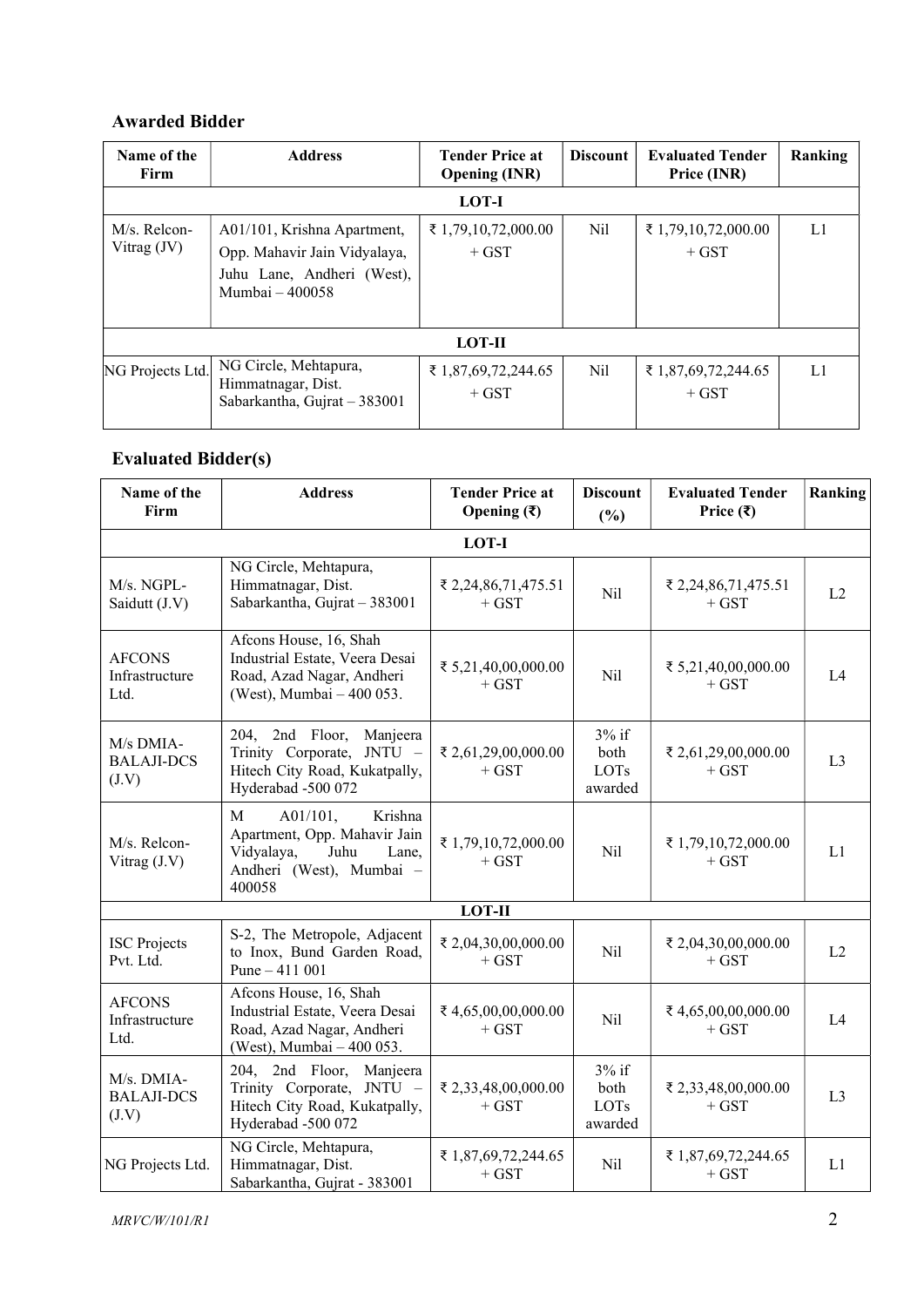## Awarded Bidder

| Name of the Firm | Address | Tender Price at Opening (INR) | Discount | Evaluated Tender Price (INR) | Ranking |
|---|---|---|---|---|---|
| **LOT-I** | | | | | |
| M/s. Relcon-Vitrag (JV) | A01/101, Krishna Apartment, Opp. Mahavir Jain Vidyalaya, Juhu Lane, Andheri (West), Mumbai – 400058 | ₹ 1,79,10,72,000.00 + GST | Nil | ₹ 1,79,10,72,000.00 + GST | L1 |
| **LOT-II** | | | | | |
| NG Projects Ltd. | NG Circle, Mehtapura, Himmatnagar, Dist. Sabarkantha, Gujrat – 383001 | ₹ 1,87,69,72,244.65 + GST | Nil | ₹ 1,87,69,72,244.65 + GST | L1 |

## Evaluated Bidder(s)

| Name of the Firm | Address | Tender Price at Opening (₹) | Discount (%) | Evaluated Tender Price (₹) | Ranking |
|---|---|---|---|---|---|
| **LOT-I** | | | | | |
| M/s. NGPL-Saidutt (J.V) | NG Circle, Mehtapura, Himmatnagar, Dist. Sabarkantha, Gujrat – 383001 | ₹ 2,24,86,71,475.51 + GST | Nil | ₹ 2,24,86,71,475.51 + GST | L2 |
| AFCONS Infrastructure Ltd. | Afcons House, 16, Shah Industrial Estate, Veera Desai Road, Azad Nagar, Andheri (West), Mumbai – 400 053. | ₹ 5,21,40,00,000.00 + GST | Nil | ₹ 5,21,40,00,000.00 + GST | L4 |
| M/s DMIA-BALAJI-DCS (J.V) | 204, 2nd Floor, Manjeera Trinity Corporate, JNTU – Hitech City Road, Kukatpally, Hyderabad -500 072 | ₹ 2,61,29,00,000.00 + GST | 3% if both LOTs awarded | ₹ 2,61,29,00,000.00 + GST | L3 |
| M/s. Relcon-Vitrag (J.V) | M A01/101, Krishna Apartment, Opp. Mahavir Jain Vidyalaya, Juhu Lane, Andheri (West), Mumbai – 400058 | ₹ 1,79,10,72,000.00 + GST | Nil | ₹ 1,79,10,72,000.00 + GST | L1 |
| **LOT-II** | | | | | |
| ISC Projects Pvt. Ltd. | S-2, The Metropole, Adjacent to Inox, Bund Garden Road, Pune – 411 001 | ₹ 2,04,30,00,000.00 + GST | Nil | ₹ 2,04,30,00,000.00 + GST | L2 |
| AFCONS Infrastructure Ltd. | Afcons House, 16, Shah Industrial Estate, Veera Desai Road, Azad Nagar, Andheri (West), Mumbai – 400 053. | ₹ 4,65,00,00,000.00 + GST | Nil | ₹ 4,65,00,00,000.00 + GST | L4 |
| M/s. DMIA-BALAJI-DCS (J.V) | 204, 2nd Floor, Manjeera Trinity Corporate, JNTU – Hitech City Road, Kukatpally, Hyderabad -500 072 | ₹ 2,33,48,00,000.00 + GST | 3% if both LOTs awarded | ₹ 2,33,48,00,000.00 + GST | L3 |
| NG Projects Ltd. | NG Circle, Mehtapura, Himmatnagar, Dist. Sabarkantha, Gujrat - 383001 | ₹ 1,87,69,72,244.65 + GST | Nil | ₹ 1,87,69,72,244.65 + GST | L1 |

*MRVC/W/101/R1*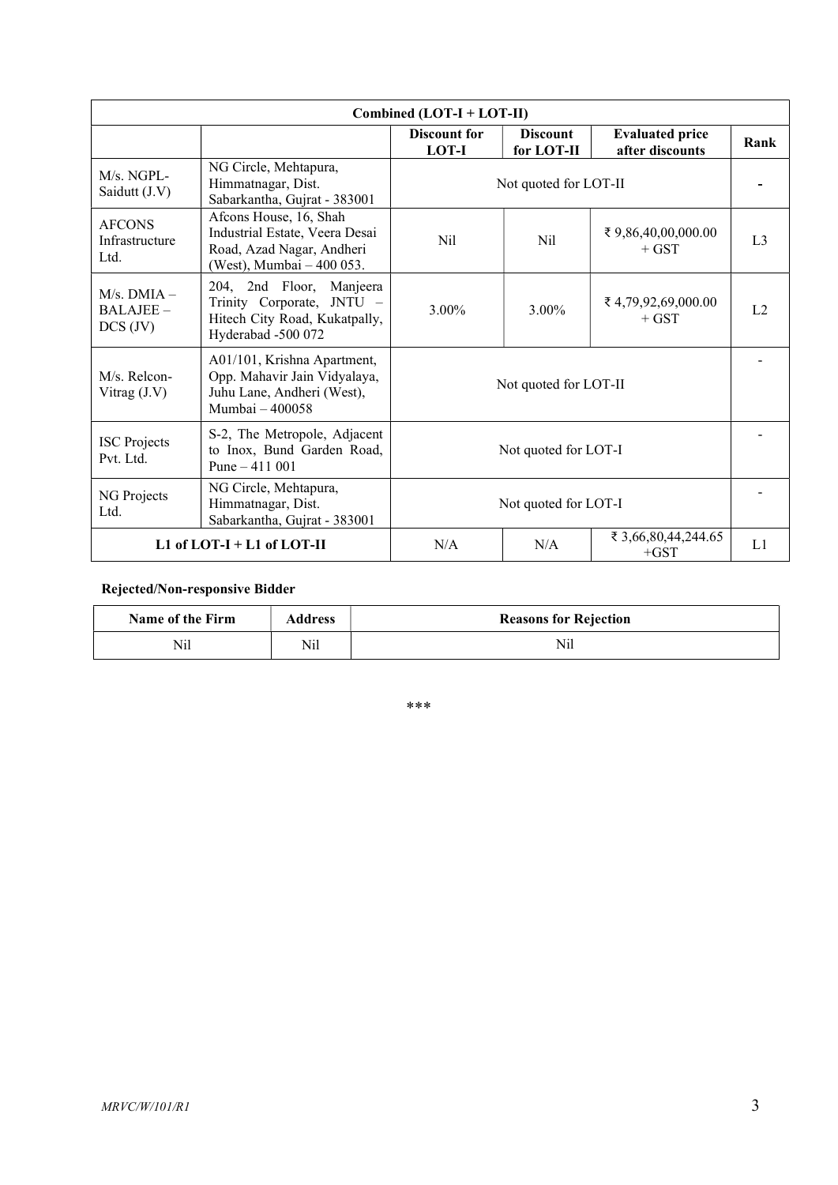| Combined (LOT-I + LOT-II) | | | | | |
|---|---|---|---|---|---|
| | | **Discount for LOT-I** | **Discount for LOT-II** | **Evaluated price after discounts** | **Rank** |
| M/s. NGPL-Saidutt (J.V) | NG Circle, Mehtapura, Himmatnagar, Dist. Sabarkantha, Gujrat - 383001 | Not quoted for LOT-II | | | - |
| AFCONS Infrastructure Ltd. | Afcons House, 16, Shah Industrial Estate, Veera Desai Road, Azad Nagar, Andheri (West), Mumbai – 400 053. | Nil | Nil | ₹ 9,86,40,00,000.00 + GST | L3 |
| M/s. DMIA – BALAJEE – DCS (JV) | 204, 2nd Floor, Manjeera Trinity Corporate, JNTU – Hitech City Road, Kukatpally, Hyderabad -500 072 | 3.00% | 3.00% | ₹ 4,79,92,69,000.00 + GST | L2 |
| M/s. Relcon-Vitrag (J.V) | A01/101, Krishna Apartment, Opp. Mahavir Jain Vidyalaya, Juhu Lane, Andheri (West), Mumbai – 400058 | Not quoted for LOT-II | | | - |
| ISC Projects Pvt. Ltd. | S-2, The Metropole, Adjacent to Inox, Bund Garden Road, Pune – 411 001 | Not quoted for LOT-I | | | - |
| NG Projects Ltd. | NG Circle, Mehtapura, Himmatnagar, Dist. Sabarkantha, Gujrat - 383001 | Not quoted for LOT-I | | | - |
| **L1 of LOT-I + L1 of LOT-II** | | N/A | N/A | ₹ 3,66,80,44,244.65 +GST | L1 |

**Rejected/Non-responsive Bidder**

| Name of the Firm | Address | Reasons for Rejection |
|---|---|---|
| Nil | Nil | Nil |

***

*MRVC/W/101/R1*